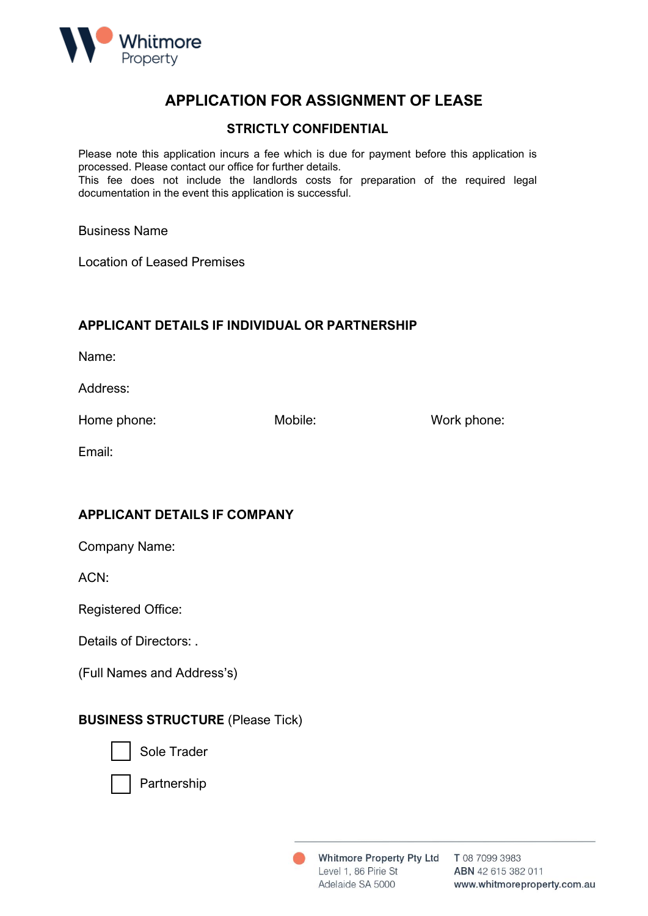Whitmore Property

# APPLICATION FOR ASSIGNMENT OF LEASE

## STRICTLY CONFIDENTIAL

Please note this application incurs a fee which is due for payment before this application is processed. Please contact our office for further details.
This fee does not include the landlords costs for preparation of the required legal documentation in the event this application is successful.

Business Name

Location of Leased Premises

### APPLICANT DETAILS IF INDIVIDUAL OR PARTNERSHIP

Name:

Address:

Home phone: Mobile: Work phone:

Email:

### APPLICANT DETAILS IF COMPANY

Company Name:

ACN:

Registered Office:

Details of Directors: .

(Full Names and Address's)

**BUSINESS STRUCTURE** (Please Tick)

- ☐ Sole Trader
- ☐ Partnership

Whitmore Property Pty Ltd
Level 1, 86 Pirie St
Adelaide SA 5000

T 08 7099 3983
ABN 42 615 382 011
www.whitmoreproperty.com.au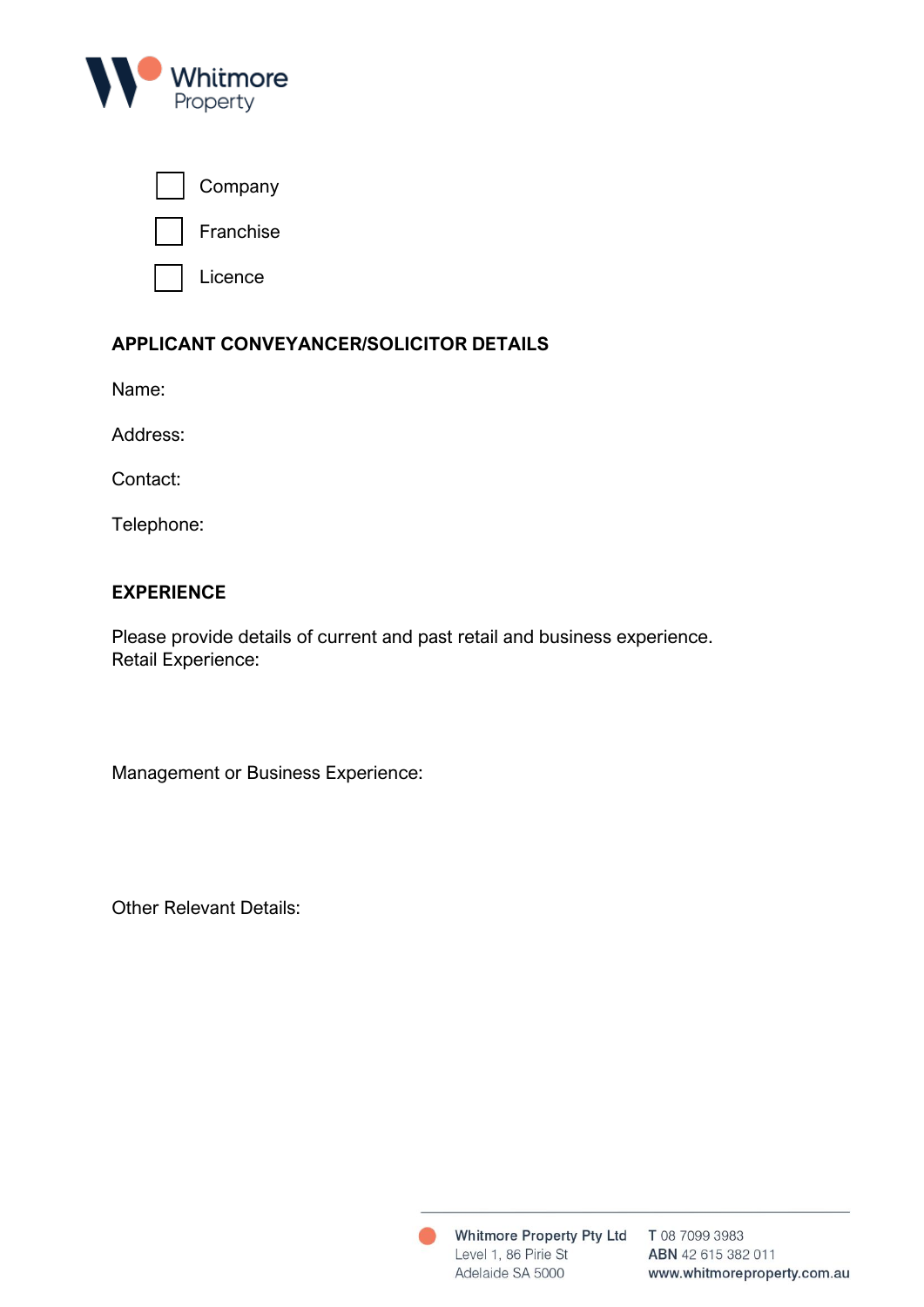- [ ] Company
- [ ] Franchise
- [ ] Licence

## APPLICANT CONVEYANCER/SOLICITOR DETAILS

Name:

Address:

Contact:

Telephone:

## EXPERIENCE

Please provide details of current and past retail and business experience.
Retail Experience:

Management or Business Experience:

Other Relevant Details: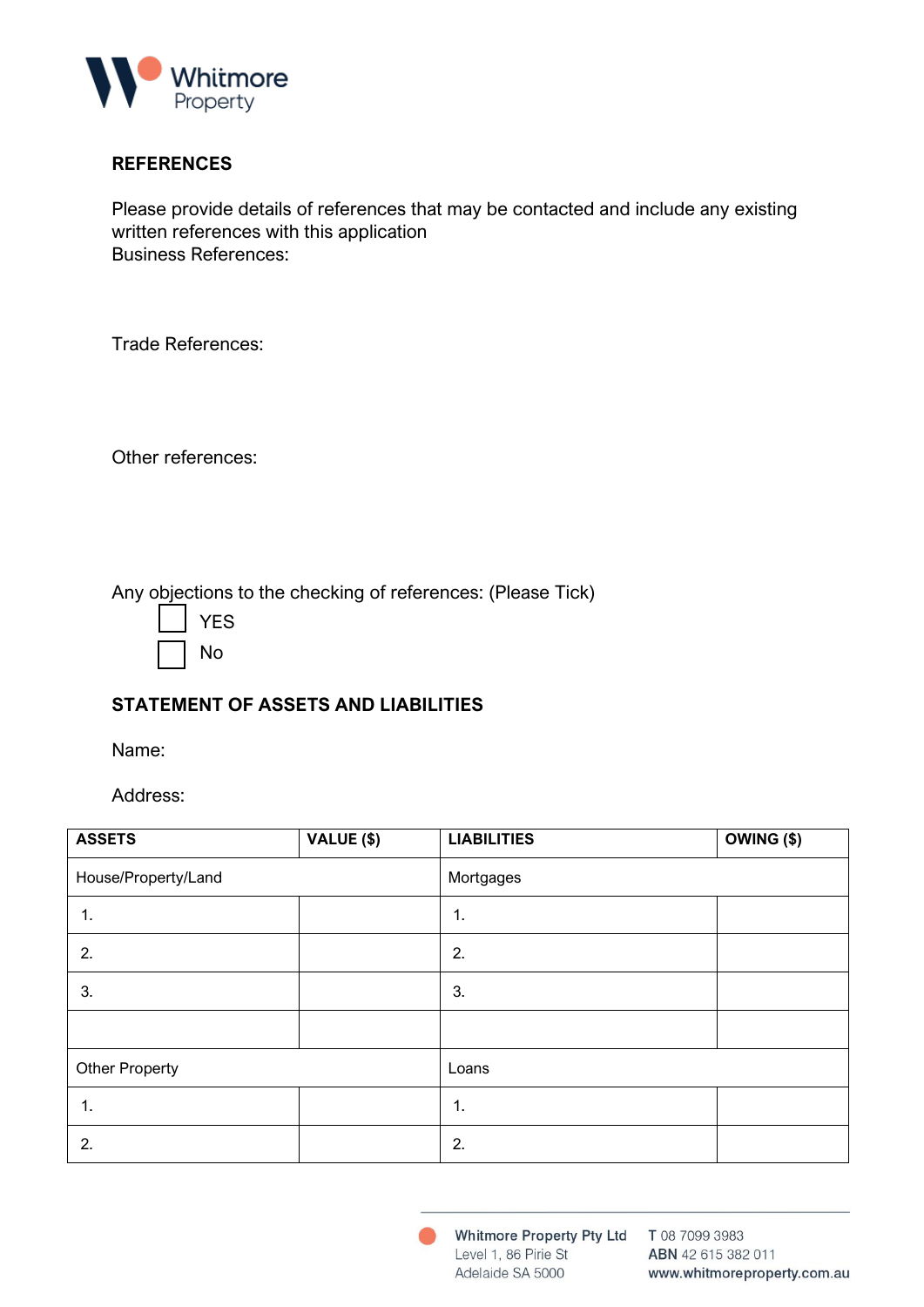## REFERENCES

Please provide details of references that may be contacted and include any existing written references with this application

Business References:

Trade References:

Other references:

Any objections to the checking of references: (Please Tick)

☐ YES

☐ No

## STATEMENT OF ASSETS AND LIABILITIES

Name:

Address:

| ASSETS | VALUE ($) | LIABILITIES | OWING ($) |
|---|---|---|---|
| House/Property/Land | | Mortgages | |
| 1. | | 1. | |
| 2. | | 2. | |
| 3. | | 3. | |
| | | | |
| Other Property | | Loans | |
| 1. | | 1. | |
| 2. | | 2. | |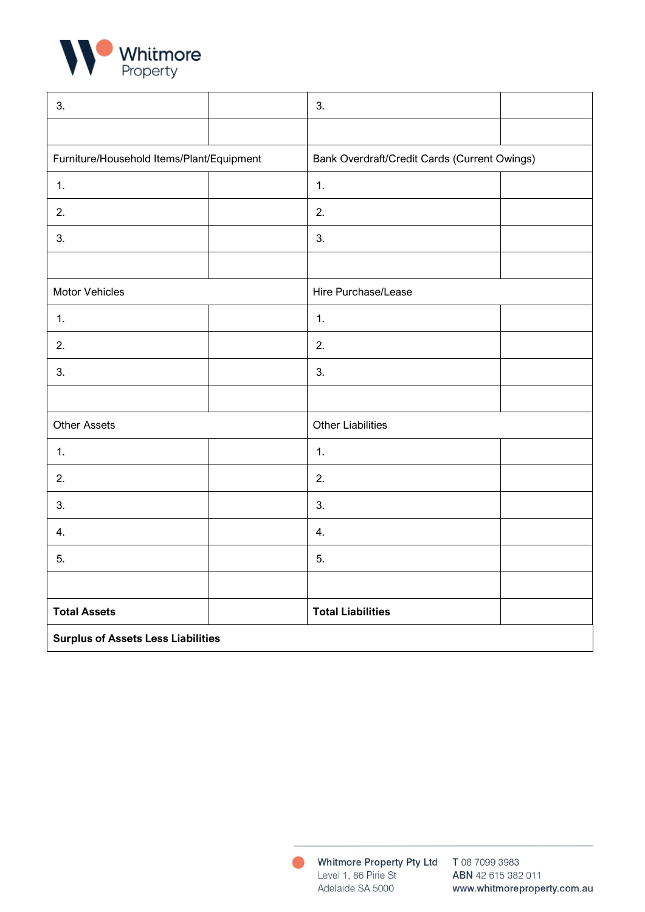| | | | |
|---|---|---|---|
| 3. | | 3. | |
| | | | |
| Furniture/Household Items/Plant/Equipment | | Bank Overdraft/Credit Cards (Current Owings) | |
| 1. | | 1. | |
| 2. | | 2. | |
| 3. | | 3. | |
| | | | |
| Motor Vehicles | | Hire Purchase/Lease | |
| 1. | | 1. | |
| 2. | | 2. | |
| 3. | | 3. | |
| | | | |
| Other Assets | | Other Liabilities | |
| 1. | | 1. | |
| 2. | | 2. | |
| 3. | | 3. | |
| 4. | | 4. | |
| 5. | | 5. | |
| | | | |
| **Total Assets** | | **Total Liabilities** | |
| **Surplus of Assets Less Liabilities** | | | |